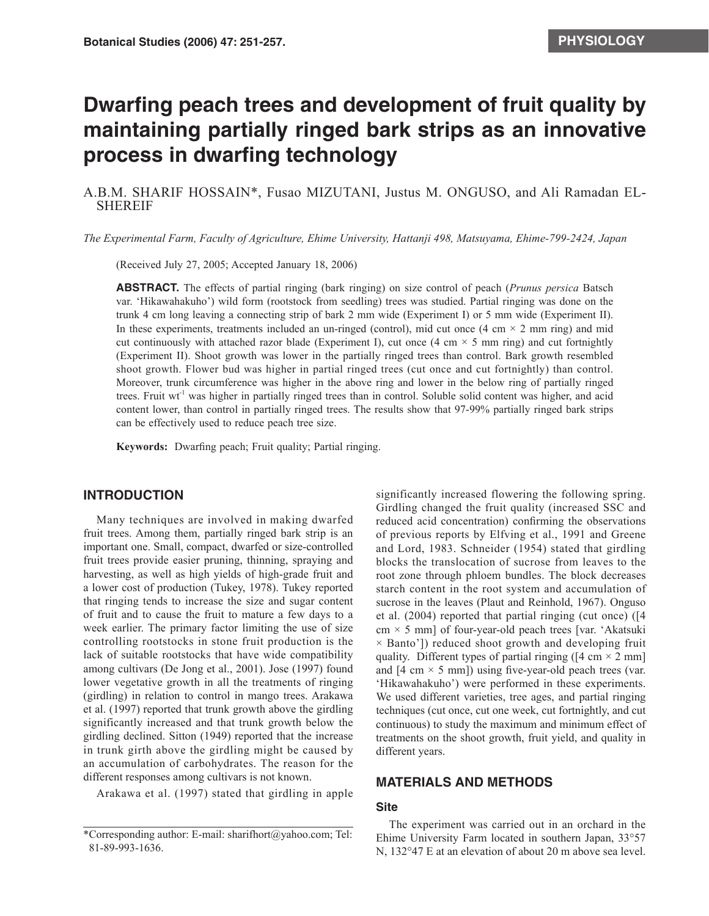# Dwarfing peach trees and development of fruit quality by maintaining partially ringed bark strips as an innovative process in dwarfing technology

A.B.M. SHARIF HOSSAIN*, Fusao MIZUTANI, Justus M. ONGUSO, and Ali Ramadan EL-SHEREIF

*The Experimental Farm, Faculty of Agriculture, Ehime University, Hattanji 498, Matsuyama, Ehime-799-2424, Japan*

(Received July 27, 2005; Accepted January 18, 2006)

**ABSTRACT.** The effects of partial ringing (bark ringing) on size control of peach (*Prunus persica* Batsch var. 'Hikawahakuho') wild form (rootstock from seedling) trees was studied. Partial ringing was done on the trunk 4 cm long leaving a connecting strip of bark 2 mm wide (Experiment I) or 5 mm wide (Experiment II). In these experiments, treatments included an un-ringed (control), mid cut once (4 cm × 2 mm ring) and mid cut continuously with attached razor blade (Experiment I), cut once (4 cm × 5 mm ring) and cut fortnightly (Experiment II). Shoot growth was lower in the partially ringed trees than control. Bark growth resembled shoot growth. Flower bud was higher in partial ringed trees (cut once and cut fortnightly) than control. Moreover, trunk circumference was higher in the above ring and lower in the below ring of partially ringed trees. Fruit $wt^{-1}$ was higher in partially ringed trees than in control. Soluble solid content was higher, and acid content lower, than control in partially ringed trees. The results show that 97-99% partially ringed bark strips can be effectively used to reduce peach tree size.

**Keywords:** Dwarfing peach; Fruit quality; Partial ringing.

## INTRODUCTION

Many techniques are involved in making dwarfed fruit trees. Among them, partially ringed bark strip is an important one. Small, compact, dwarfed or size-controlled fruit trees provide easier pruning, thinning, spraying and harvesting, as well as high yields of high-grade fruit and a lower cost of production (Tukey, 1978). Tukey reported that ringing tends to increase the size and sugar content of fruit and to cause the fruit to mature a few days to a week earlier. The primary factor limiting the use of size controlling rootstocks in stone fruit production is the lack of suitable rootstocks that have wide compatibility among cultivars (De Jong et al., 2001). Jose (1997) found lower vegetative growth in all the treatments of ringing (girdling) in relation to control in mango trees. Arakawa et al. (1997) reported that trunk growth above the girdling significantly increased and that trunk growth below the girdling declined. Sitton (1949) reported that the increase in trunk girth above the girdling might be caused by an accumulation of carbohydrates. The reason for the different responses among cultivars is not known.

Arakawa et al. (1997) stated that girdling in apple significantly increased flowering the following spring. Girdling changed the fruit quality (increased SSC and reduced acid concentration) confirming the observations of previous reports by Elfving et al., 1991 and Greene and Lord, 1983. Schneider (1954) stated that girdling blocks the translocation of sucrose from leaves to the root zone through phloem bundles. The block decreases starch content in the root system and accumulation of sucrose in the leaves (Plaut and Reinhold, 1967). Onguso et al. (2004) reported that partial ringing (cut once) ([4 cm × 5 mm] of four-year-old peach trees [var. 'Akatsuki × Banto']) reduced shoot growth and developing fruit quality. Different types of partial ringing ([4 cm × 2 mm] and [4 cm × 5 mm]) using five-year-old peach trees (var. 'Hikawahakuho') were performed in these experiments. We used different varieties, tree ages, and partial ringing techniques (cut once, cut one week, cut fortnightly, and cut continuous) to study the maximum and minimum effect of treatments on the shoot growth, fruit yield, and quality in different years.

## MATERIALS AND METHODS

### Site

The experiment was carried out in an orchard in the Ehime University Farm located in southern Japan, 33°57 N, 132°47 E at an elevation of about 20 m above sea level.

*Corresponding author: E-mail: sharifhort@yahoo.com; Tel: 81-89-993-1636.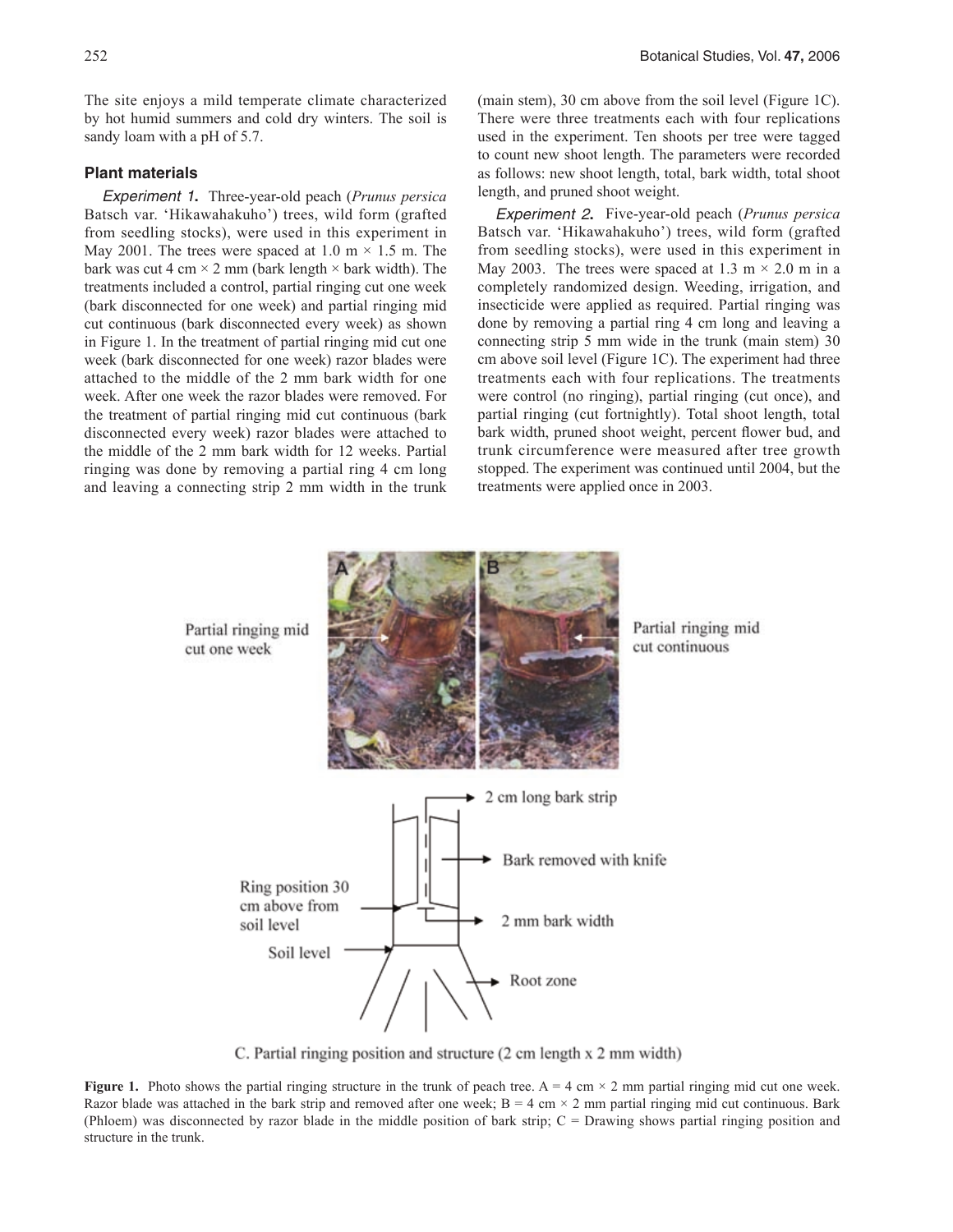The site enjoys a mild temperate climate characterized by hot humid summers and cold dry winters. The soil is sandy loam with a pH of 5.7.

### Plant materials

*Experiment 1.* Three-year-old peach (*Prunus persica* Batsch var. 'Hikawahakuho') trees, wild form (grafted from seedling stocks), were used in this experiment in May 2001. The trees were spaced at 1.0 m × 1.5 m. The bark was cut 4 cm × 2 mm (bark length × bark width). The treatments included a control, partial ringing cut one week (bark disconnected for one week) and partial ringing mid cut continuous (bark disconnected every week) as shown in Figure 1. In the treatment of partial ringing mid cut one week (bark disconnected for one week) razor blades were attached to the middle of the 2 mm bark width for one week. After one week the razor blades were removed. For the treatment of partial ringing mid cut continuous (bark disconnected every week) razor blades were attached to the middle of the 2 mm bark width for 12 weeks. Partial ringing was done by removing a partial ring 4 cm long and leaving a connecting strip 2 mm width in the trunk (main stem), 30 cm above from the soil level (Figure 1C). There were three treatments each with four replications used in the experiment. Ten shoots per tree were tagged to count new shoot length. The parameters were recorded as follows: new shoot length, total, bark width, total shoot length, and pruned shoot weight.

*Experiment 2.* Five-year-old peach (*Prunus persica* Batsch var. 'Hikawahakuho') trees, wild form (grafted from seedling stocks), were used in this experiment in May 2003. The trees were spaced at 1.3 m × 2.0 m in a completely randomized design. Weeding, irrigation, and insecticide were applied as required. Partial ringing was done by removing a partial ring 4 cm long and leaving a connecting strip 5 mm wide in the trunk (main stem) 30 cm above soil level (Figure 1C). The experiment had three treatments each with four replications. The treatments were control (no ringing), partial ringing (cut once), and partial ringing (cut fortnightly). Total shoot length, total bark width, pruned shoot weight, percent flower bud, and trunk circumference were measured after tree growth stopped. The experiment was continued until 2004, but the treatments were applied once in 2003.

**Figure 1.** Photo shows the partial ringing structure in the trunk of peach tree. A = 4 cm × 2 mm partial ringing mid cut one week. Razor blade was attached in the bark strip and removed after one week; B = 4 cm × 2 mm partial ringing mid cut continuous. Bark (Phloem) was disconnected by razor blade in the middle position of bark strip; C = Drawing shows partial ringing position and structure in the trunk.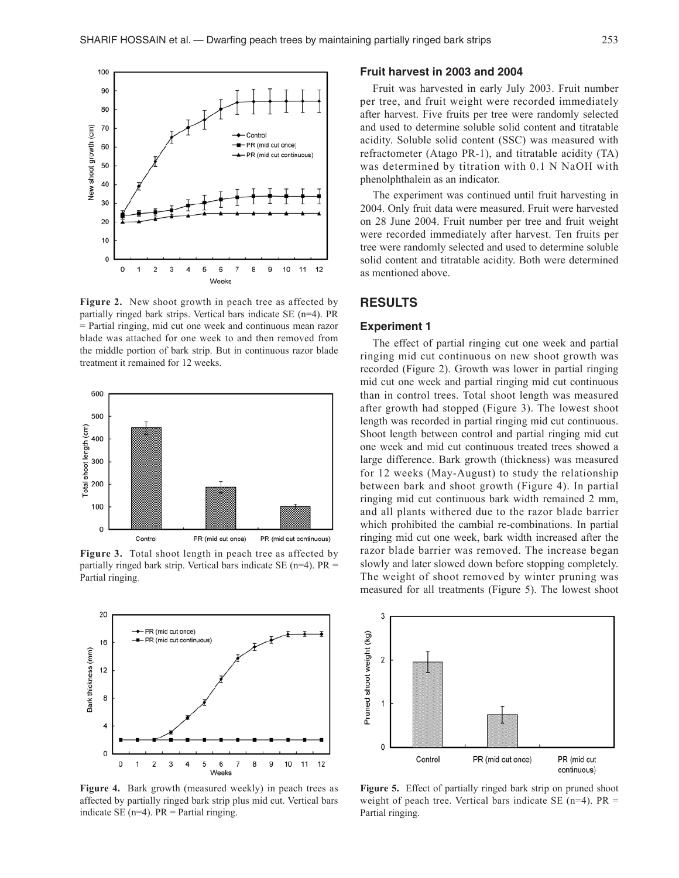Figure 2. New shoot growth in peach tree as affected by partially ringed bark strips. Vertical bars indicate SE (n=4). PR = Partial ringing, mid cut one week and continuous mean razor blade was attached for one week to and then removed from the middle portion of bark strip. But in continuous razor blade treatment it remained for 12 weeks.

Figure 3. Total shoot length in peach tree as affected by partially ringed bark strip. Vertical bars indicate SE (n=4). PR = Partial ringing.

Figure 4. Bark growth (measured weekly) in peach trees as affected by partially ringed bark strip plus mid cut. Vertical bars indicate SE (n=4). PR = Partial ringing.

### Fruit harvest in 2003 and 2004

Fruit was harvested in early July 2003. Fruit number per tree, and fruit weight were recorded immediately after harvest. Five fruits per tree were randomly selected and used to determine soluble solid content and titratable acidity. Soluble solid content (SSC) was measured with refractometer (Atago PR-1), and titratable acidity (TA) was determined by titration with 0.1 N NaOH with phenolphthalein as an indicator.

The experiment was continued until fruit harvesting in 2004. Only fruit data were measured. Fruit were harvested on 28 June 2004. Fruit number per tree and fruit weight were recorded immediately after harvest. Ten fruits per tree were randomly selected and used to determine soluble solid content and titratable acidity. Both were determined as mentioned above.

## RESULTS

### Experiment 1

The effect of partial ringing cut one week and partial ringing mid cut continuous on new shoot growth was recorded (Figure 2). Growth was lower in partial ringing mid cut one week and partial ringing mid cut continuous than in control trees. Total shoot length was measured after growth had stopped (Figure 3). The lowest shoot length was recorded in partial ringing mid cut continuous. Shoot length between control and partial ringing mid cut one week and mid cut continuous treated trees showed a large difference. Bark growth (thickness) was measured for 12 weeks (May-August) to study the relationship between bark and shoot growth (Figure 4). In partial ringing mid cut continuous bark width remained 2 mm, and all plants withered due to the razor blade barrier which prohibited the cambial re-combinations. In partial ringing mid cut one week, bark width increased after the razor blade barrier was removed. The increase began slowly and later slowed down before stopping completely. The weight of shoot removed by winter pruning was measured for all treatments (Figure 5). The lowest shoot

Figure 5. Effect of partially ringed bark strip on pruned shoot weight of peach tree. Vertical bars indicate SE (n=4). PR = Partial ringing.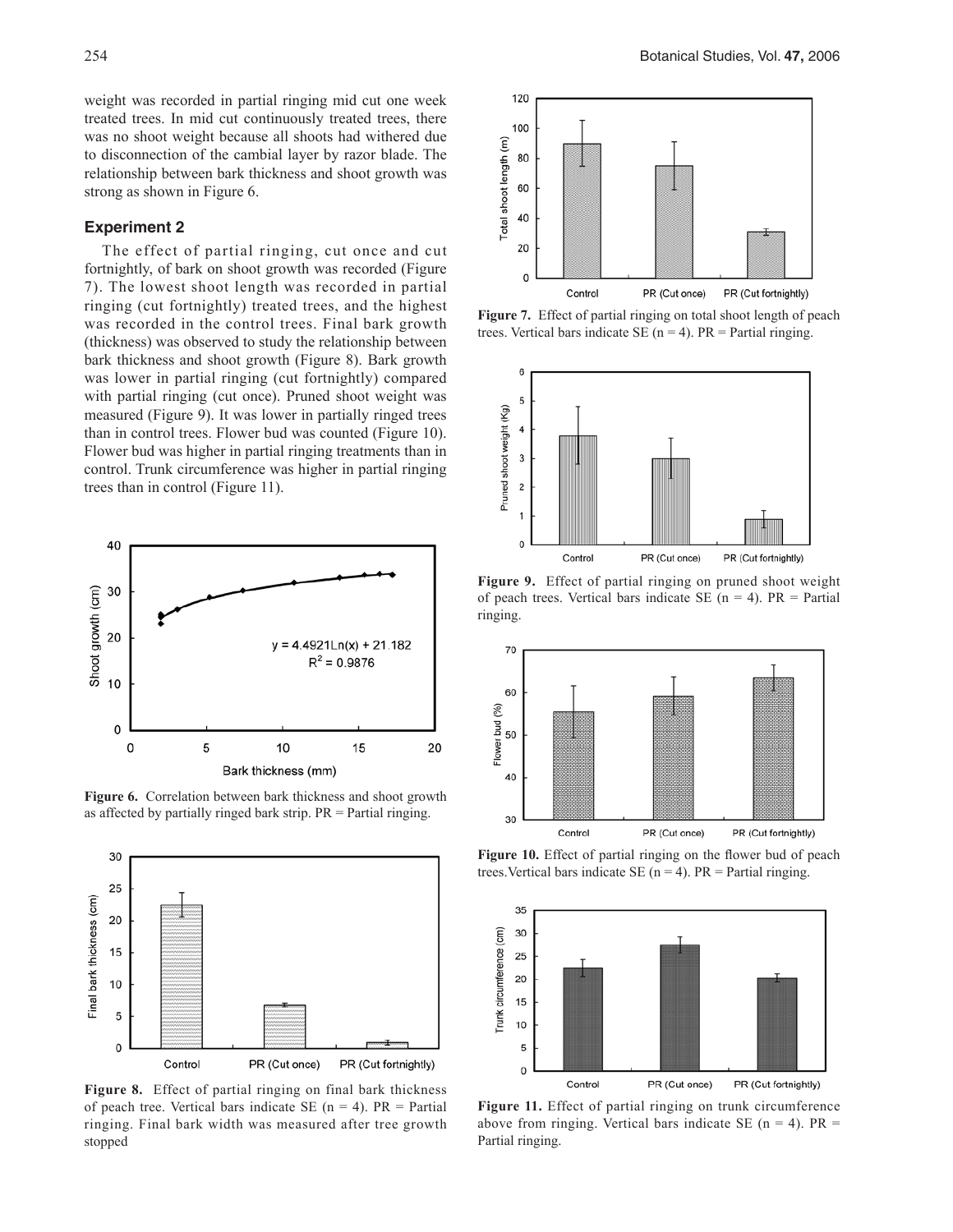weight was recorded in partial ringing mid cut one week treated trees. In mid cut continuously treated trees, there was no shoot weight because all shoots had withered due to disconnection of the cambial layer by razor blade. The relationship between bark thickness and shoot growth was strong as shown in Figure 6.

### Experiment 2

The effect of partial ringing, cut once and cut fortnightly, of bark on shoot growth was recorded (Figure 7). The lowest shoot length was recorded in partial ringing (cut fortnightly) treated trees, and the highest was recorded in the control trees. Final bark growth (thickness) was observed to study the relationship between bark thickness and shoot growth (Figure 8). Bark growth was lower in partial ringing (cut fortnightly) compared with partial ringing (cut once). Pruned shoot weight was measured (Figure 9). It was lower in partially ringed trees than in control trees. Flower bud was counted (Figure 10). Flower bud was higher in partial ringing treatments than in control. Trunk circumference was higher in partial ringing trees than in control (Figure 11).

**Figure 6.** Correlation between bark thickness and shoot growth as affected by partially ringed bark strip. PR = Partial ringing.

**Figure 8.** Effect of partial ringing on final bark thickness of peach tree. Vertical bars indicate SE (n = 4). PR = Partial ringing. Final bark width was measured after tree growth stopped

**Figure 7.** Effect of partial ringing on total shoot length of peach trees. Vertical bars indicate SE (n = 4). PR = Partial ringing.

**Figure 9.** Effect of partial ringing on pruned shoot weight of peach trees. Vertical bars indicate SE (n = 4). PR = Partial ringing.

**Figure 10.** Effect of partial ringing on the flower bud of peach trees. Vertical bars indicate SE (n = 4). PR = Partial ringing.

**Figure 11.** Effect of partial ringing on trunk circumference above from ringing. Vertical bars indicate SE (n = 4). PR = Partial ringing.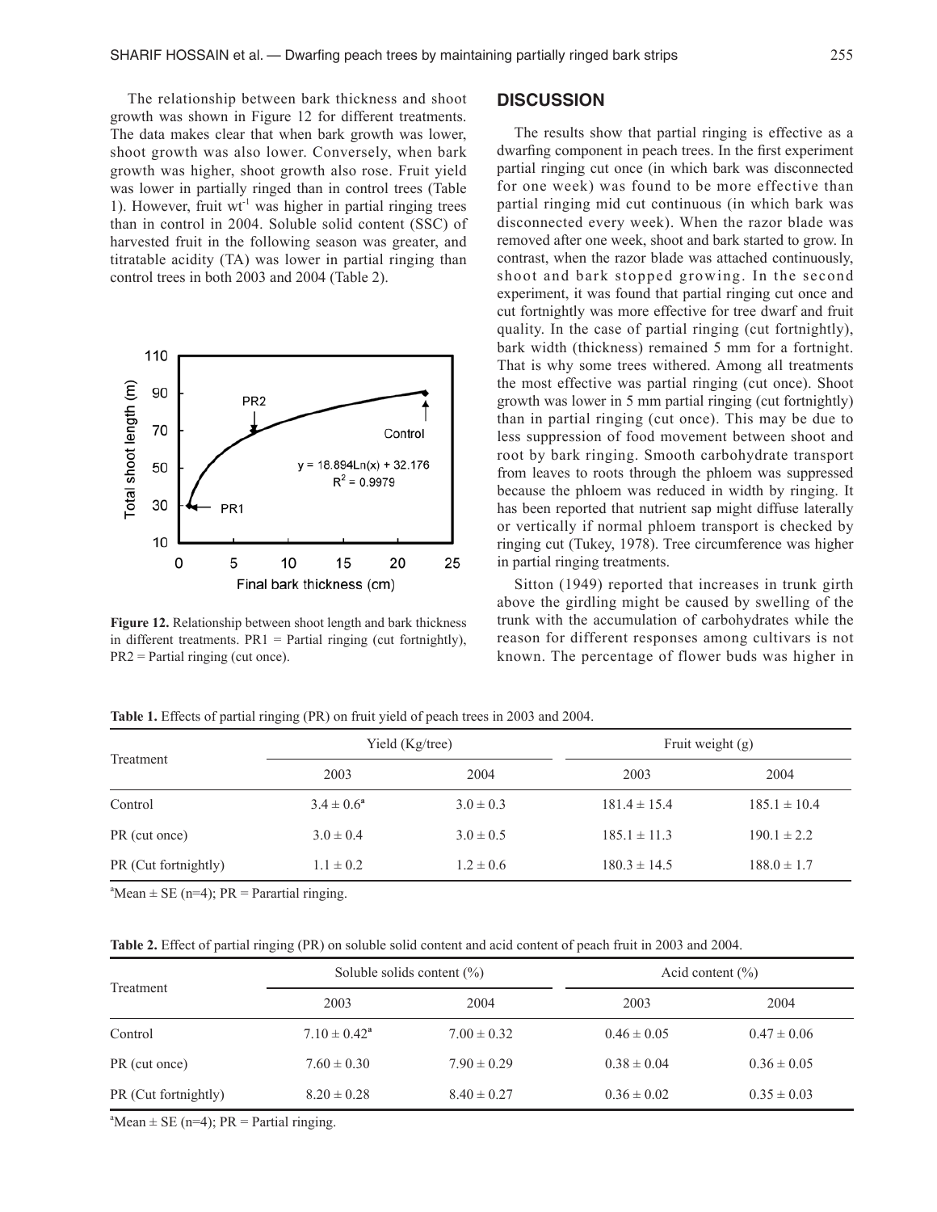The relationship between bark thickness and shoot growth was shown in Figure 12 for different treatments. The data makes clear that when bark growth was lower, shoot growth was also lower. Conversely, when bark growth was higher, shoot growth also rose. Fruit yield was lower in partially ringed than in control trees (Table 1). However, fruit $wt^{-1}$ was higher in partial ringing trees than in control in 2004. Soluble solid content (SSC) of harvested fruit in the following season was greater, and titratable acidity (TA) was lower in partial ringing than control trees in both 2003 and 2004 (Table 2).

**Figure 12.** Relationship between shoot length and bark thickness in different treatments. PR1 = Partial ringing (cut fortnightly), PR2 = Partial ringing (cut once).

## DISCUSSION

The results show that partial ringing is effective as a dwarfing component in peach trees. In the first experiment partial ringing cut once (in which bark was disconnected for one week) was found to be more effective than partial ringing mid cut continuous (in which bark was disconnected every week). When the razor blade was removed after one week, shoot and bark started to grow. In contrast, when the razor blade was attached continuously, shoot and bark stopped growing. In the second experiment, it was found that partial ringing cut once and cut fortnightly was more effective for tree dwarf and fruit quality. In the case of partial ringing (cut fortnightly), bark width (thickness) remained 5 mm for a fortnight. That is why some trees withered. Among all treatments the most effective was partial ringing (cut once). Shoot growth was lower in 5 mm partial ringing (cut fortnightly) than in partial ringing (cut once). This may be due to less suppression of food movement between shoot and root by bark ringing. Smooth carbohydrate transport from leaves to roots through the phloem was suppressed because the phloem was reduced in width by ringing. It has been reported that nutrient sap might diffuse laterally or vertically if normal phloem transport is checked by ringing cut (Tukey, 1978). Tree circumference was higher in partial ringing treatments.

Sitton (1949) reported that increases in trunk girth above the girdling might be caused by swelling of the trunk with the accumulation of carbohydrates while the reason for different responses among cultivars is not known. The percentage of flower buds was higher in

**Table 1.** Effects of partial ringing (PR) on fruit yield of peach trees in 2003 and 2004.

| Treatment | Yield (Kg/tree) | | Fruit weight (g) | |
|---|---|---|---|---|
| | 2003 | 2004 | 2003 | 2004 |
| Control | 3.4 ± 0.6[a] | 3.0 ± 0.3 | 181.4 ± 15.4 | 185.1 ± 10.4 |
| PR (cut once) | 3.0 ± 0.4 | 3.0 ± 0.5 | 185.1 ± 11.3 | 190.1 ± 2.2 |
| PR (Cut fortnightly) | 1.1 ± 0.2 | 1.2 ± 0.6 | 180.3 ± 14.5 | 188.0 ± 1.7 |

[a]Mean ± SE (n=4); PR = Parartial ringing.

**Table 2.** Effect of partial ringing (PR) on soluble solid content and acid content of peach fruit in 2003 and 2004.

| Treatment | Soluble solids content (%) | | Acid content (%) | |
|---|---|---|---|---|
| | 2003 | 2004 | 2003 | 2004 |
| Control | 7.10 ± 0.42[a] | 7.00 ± 0.32 | 0.46 ± 0.05 | 0.47 ± 0.06 |
| PR (cut once) | 7.60 ± 0.30 | 7.90 ± 0.29 | 0.38 ± 0.04 | 0.36 ± 0.05 |
| PR (Cut fortnightly) | 8.20 ± 0.28 | 8.40 ± 0.27 | 0.36 ± 0.02 | 0.35 ± 0.03 |

[a]Mean ± SE (n=4); PR = Partial ringing.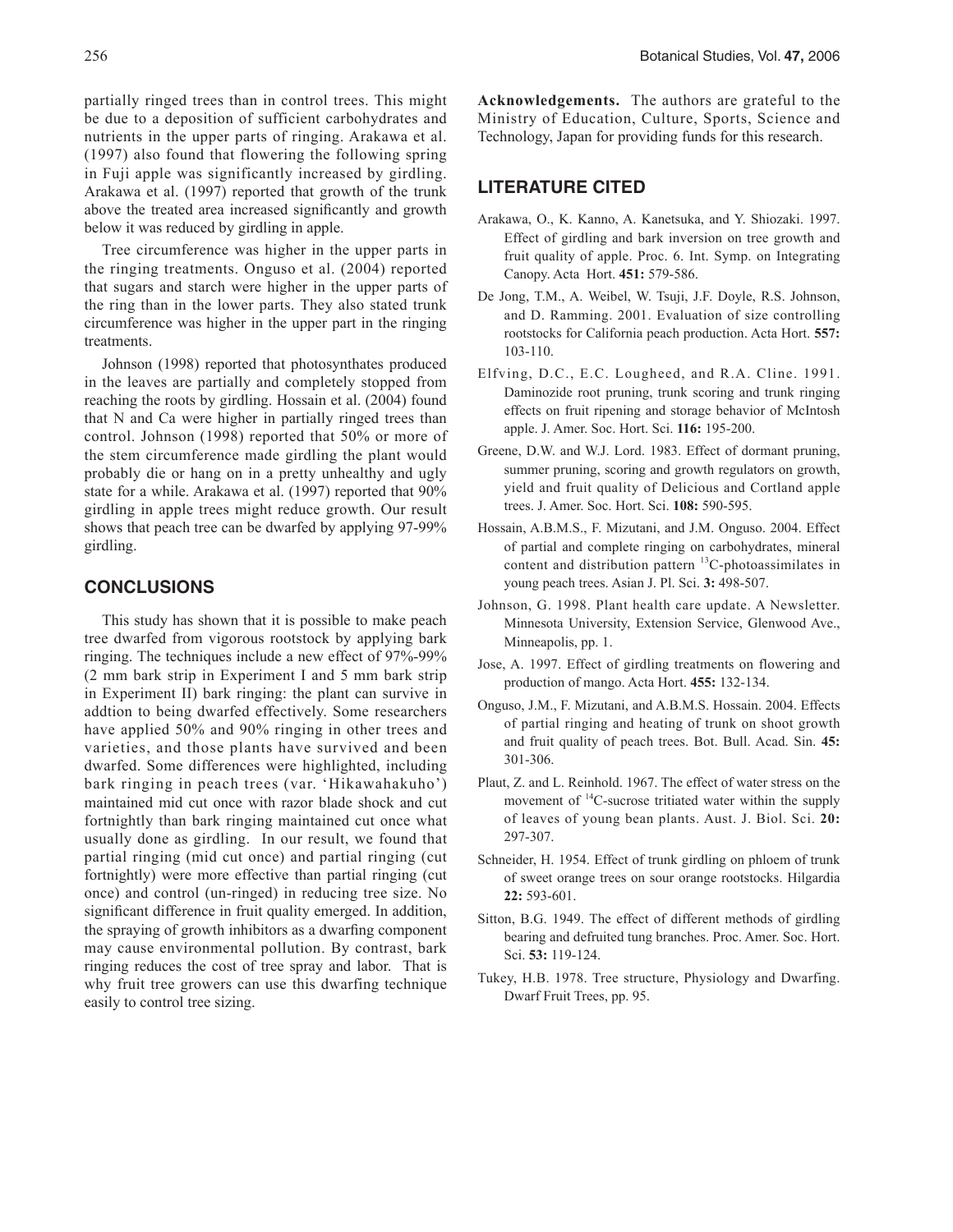partially ringed trees than in control trees. This might be due to a deposition of sufficient carbohydrates and nutrients in the upper parts of ringing. Arakawa et al. (1997) also found that flowering the following spring in Fuji apple was significantly increased by girdling. Arakawa et al. (1997) reported that growth of the trunk above the treated area increased significantly and growth below it was reduced by girdling in apple.

Tree circumference was higher in the upper parts in the ringing treatments. Onguso et al. (2004) reported that sugars and starch were higher in the upper parts of the ring than in the lower parts. They also stated trunk circumference was higher in the upper part in the ringing treatments.

Johnson (1998) reported that photosynthates produced in the leaves are partially and completely stopped from reaching the roots by girdling. Hossain et al. (2004) found that N and Ca were higher in partially ringed trees than control. Johnson (1998) reported that 50% or more of the stem circumference made girdling the plant would probably die or hang on in a pretty unhealthy and ugly state for a while. Arakawa et al. (1997) reported that 90% girdling in apple trees might reduce growth. Our result shows that peach tree can be dwarfed by applying 97-99% girdling.

## CONCLUSIONS

This study has shown that it is possible to make peach tree dwarfed from vigorous rootstock by applying bark ringing. The techniques include a new effect of 97%-99% (2 mm bark strip in Experiment I and 5 mm bark strip in Experiment II) bark ringing: the plant can survive in addtion to being dwarfed effectively. Some researchers have applied 50% and 90% ringing in other trees and varieties, and those plants have survived and been dwarfed. Some differences were highlighted, including bark ringing in peach trees (var. 'Hikawahakuho') maintained mid cut once with razor blade shock and cut fortnightly than bark ringing maintained cut once what usually done as girdling. In our result, we found that partial ringing (mid cut once) and partial ringing (cut fortnightly) were more effective than partial ringing (cut once) and control (un-ringed) in reducing tree size. No significant difference in fruit quality emerged. In addition, the spraying of growth inhibitors as a dwarfing component may cause environmental pollution. By contrast, bark ringing reduces the cost of tree spray and labor. That is why fruit tree growers can use this dwarfing technique easily to control tree sizing.

**Acknowledgements.** The authors are grateful to the Ministry of Education, Culture, Sports, Science and Technology, Japan for providing funds for this research.

## LITERATURE CITED

Arakawa, O., K. Kanno, A. Kanetsuka, and Y. Shiozaki. 1997. Effect of girdling and bark inversion on tree growth and fruit quality of apple. Proc. 6. Int. Symp. on Integrating Canopy. Acta Hort. **451:** 579-586.

De Jong, T.M., A. Weibel, W. Tsuji, J.F. Doyle, R.S. Johnson, and D. Ramming. 2001. Evaluation of size controlling rootstocks for California peach production. Acta Hort. **557:** 103-110.

Elfving, D.C., E.C. Lougheed, and R.A. Cline. 1991. Daminozide root pruning, trunk scoring and trunk ringing effects on fruit ripening and storage behavior of McIntosh apple. J. Amer. Soc. Hort. Sci. **116:** 195-200.

Greene, D.W. and W.J. Lord. 1983. Effect of dormant pruning, summer pruning, scoring and growth regulators on growth, yield and fruit quality of Delicious and Cortland apple trees. J. Amer. Soc. Hort. Sci. **108:** 590-595.

Hossain, A.B.M.S., F. Mizutani, and J.M. Onguso. 2004. Effect of partial and complete ringing on carbohydrates, mineral content and distribution pattern $^{13}$C-photoassimilates in young peach trees. Asian J. Pl. Sci. **3:** 498-507.

Johnson, G. 1998. Plant health care update. A Newsletter. Minnesota University, Extension Service, Glenwood Ave., Minneapolis, pp. 1.

Jose, A. 1997. Effect of girdling treatments on flowering and production of mango. Acta Hort. **455:** 132-134.

Onguso, J.M., F. Mizutani, and A.B.M.S. Hossain. 2004. Effects of partial ringing and heating of trunk on shoot growth and fruit quality of peach trees. Bot. Bull. Acad. Sin. **45:** 301-306.

Plaut, Z. and L. Reinhold. 1967. The effect of water stress on the movement of $^{14}$C-sucrose tritiated water within the supply of leaves of young bean plants. Aust. J. Biol. Sci. **20:** 297-307.

Schneider, H. 1954. Effect of trunk girdling on phloem of trunk of sweet orange trees on sour orange rootstocks. Hilgardia **22:** 593-601.

Sitton, B.G. 1949. The effect of different methods of girdling bearing and defruited tung branches. Proc. Amer. Soc. Hort. Sci. **53:** 119-124.

Tukey, H.B. 1978. Tree structure, Physiology and Dwarfing. Dwarf Fruit Trees, pp. 95.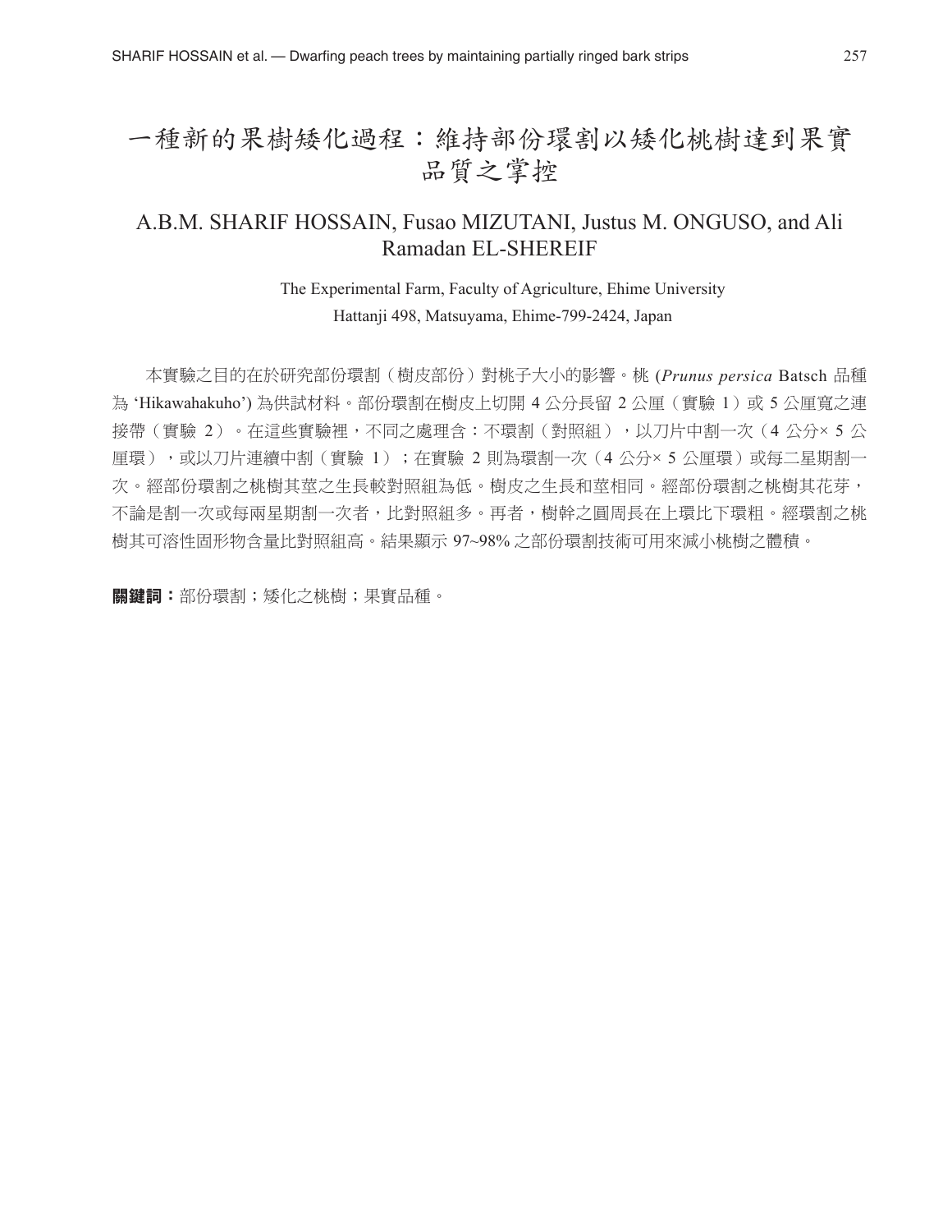# 一種新的果樹矮化過程：維持部份環割以矮化桃樹達到果實品質之掌控

A.B.M. SHARIF HOSSAIN, Fusao MIZUTANI, Justus M. ONGUSO, and Ali Ramadan EL-SHEREIF

The Experimental Farm, Faculty of Agriculture, Ehime University
Hattanji 498, Matsuyama, Ehime-799-2424, Japan

本實驗之目的在於研究部份環割（樹皮部份）對桃子大小的影響。桃 (*Prunus persica* Batsch 品種為 'Hikawahakuho') 為供試材料。部份環割在樹皮上切開 4 公分長留 2 公厘（實驗 1）或 5 公厘寬之連接帶（實驗 2）。在這些實驗裡，不同之處理含：不環割（對照組），以刀片中割一次（4 公分× 5 公厘環），或以刀片連續中割（實驗 1）；在實驗 2 則為環割一次（4 公分× 5 公厘環）或每二星期割一次。經部份環割之桃樹其莖之生長較對照組為低。樹皮之生長和莖相同。經部份環割之桃樹其花芽，不論是割一次或每兩星期割一次者，比對照組多。再者，樹幹之圓周長在上環比下環粗。經環割之桃樹其可溶性固形物含量比對照組高。結果顯示 97~98% 之部份環割技術可用來減小桃樹之體積。

**關鍵詞：**部份環割；矮化之桃樹；果實品種。